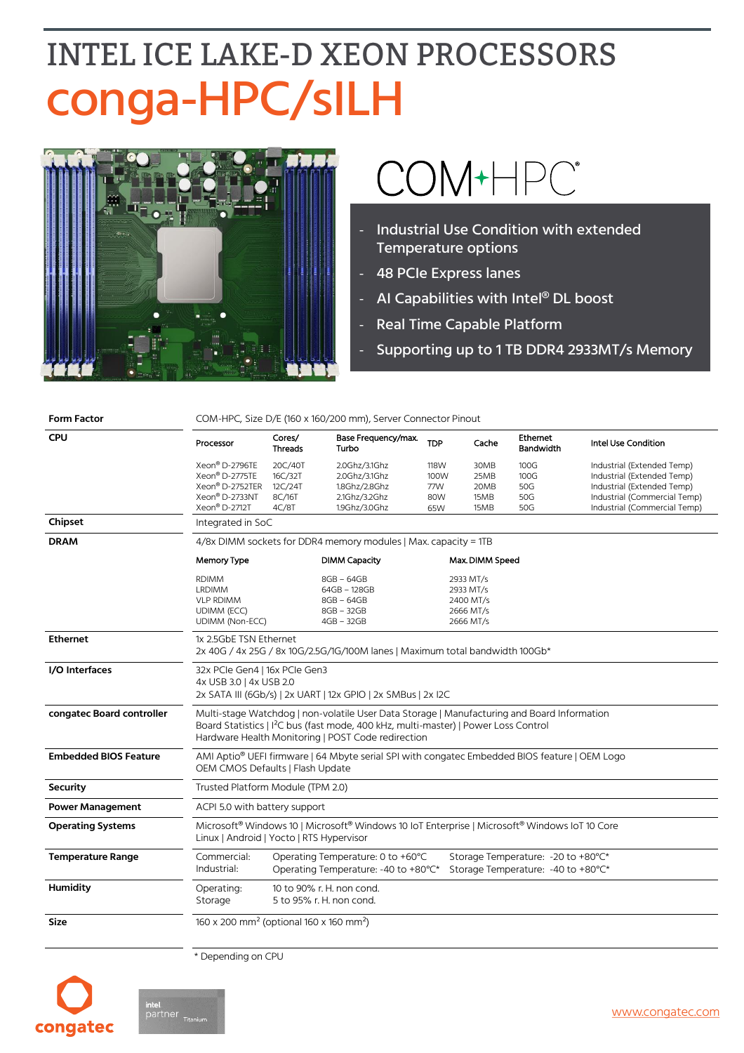# INTEL ICE LAKE-D XEON PROCESSORS

# conga-HPC/sILH

COM-HPC

- Industrial Use Condition with extended Temperature options
- 48 PCIe Express lanes
- AI Capabilities with Intel® DL boost
- Real Time Capable Platform
- Supporting up to 1 TB DDR4 2933MT/s Memory

| | |
|---|---|
| **Form Factor** | COM-HPC, Size D/E (160 x 160/200 mm), Server Connector Pinout |

**CPU**

| Processor | Cores/ Threads | Base Frequency/max. Turbo | TDP | Cache | Ethernet Bandwidth | Intel Use Condition |
|---|---|---|---|---|---|---|
| Xeon® D-2796TE | 20C/40T | 2.0Ghz/3.1Ghz | 118W | 30MB | 100G | Industrial (Extended Temp) |
| Xeon® D-2775TE | 16C/32T | 2.0Ghz/3.1Ghz | 100W | 25MB | 100G | Industrial (Extended Temp) |
| Xeon® D-2752TER | 12C/24T | 1.8Ghz/2.8Ghz | 77W | 20MB | 50G | Industrial (Extended Temp) |
| Xeon® D-2733NT | 8C/16T | 2.1Ghz/3.2Ghz | 80W | 15MB | 50G | Industrial (Commercial Temp) |
| Xeon® D-2712T | 4C/8T | 1.9Ghz/3.0Ghz | 65W | 15MB | 50G | Industrial (Commercial Temp) |

| | |
|---|---|
| **Chipset** | Integrated in SoC |

**DRAM**

4/8x DIMM sockets for DDR4 memory modules | Max. capacity = 1TB

| Memory Type | DIMM Capacity | Max. DIMM Speed |
|---|---|---|
| RDIMM | 8GB – 64GB | 2933 MT/s |
| LRDIMM | 64GB – 128GB | 2933 MT/s |
| VLP RDIMM | 8GB – 64GB | 2400 MT/s |
| UDIMM (ECC) | 8GB – 32GB | 2666 MT/s |
| UDIMM (Non-ECC) | 4GB – 32GB | 2666 MT/s |

| | |
|---|---|
| **Ethernet** | 1x 2.5GbE TSN Ethernet<br>2x 40G / 4x 25G / 8x 10G/2.5G/1G/100M lanes \| Maximum total bandwidth 100Gb* |
| **I/O Interfaces** | 32x PCIe Gen4 \| 16x PCIe Gen3<br>4x USB 3.0 \| 4x USB 2.0<br>2x SATA III (6Gb/s) \| 2x UART \| 12x GPIO \| 2x SMBus \| 2x I2C |
| **congatec Board controller** | Multi-stage Watchdog \| non-volatile User Data Storage \| Manufacturing and Board Information<br>Board Statistics \| I²C bus (fast mode, 400 kHz, multi-master) \| Power Loss Control<br>Hardware Health Monitoring \| POST Code redirection |
| **Embedded BIOS Feature** | AMI Aptio® UEFI firmware \| 64 Mbyte serial SPI with congatec Embedded BIOS feature \| OEM Logo<br>OEM CMOS Defaults \| Flash Update |
| **Security** | Trusted Platform Module (TPM 2.0) |
| **Power Management** | ACPI 5.0 with battery support |
| **Operating Systems** | Microsoft® Windows 10 \| Microsoft® Windows 10 IoT Enterprise \| Microsoft® Windows IoT 10 Core<br>Linux \| Android \| Yocto \| RTS Hypervisor |
| **Temperature Range** | Commercial: Operating Temperature: 0 to +60°C  Storage Temperature: -20 to +80°C*<br>Industrial: Operating Temperature: -40 to +80°C*  Storage Temperature: -40 to +80°C* |
| **Humidity** | Operating: 10 to 90% r. H. non cond.<br>Storage: 5 to 95% r. H. non cond. |
| **Size** | 160 x 200 mm² (optional 160 x 160 mm²) |

\* Depending on CPU

congatec

intel partner Titanium

www.congatec.com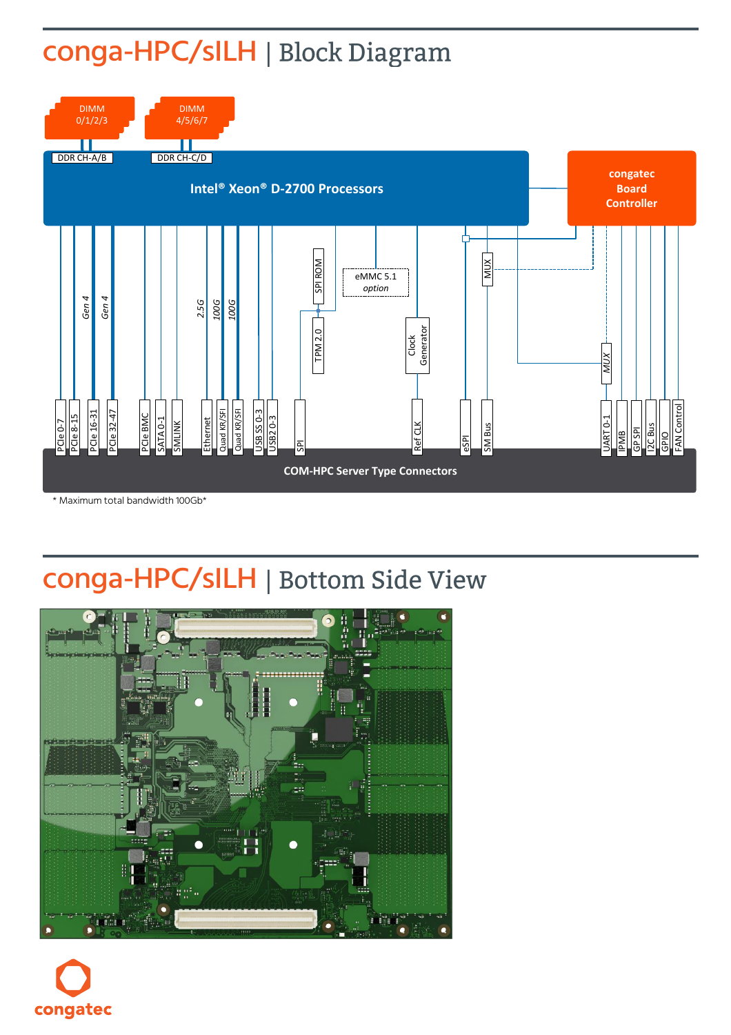# conga-HPC/sILH | Block Diagram

DIMM 0/1/2/3

DIMM 4/5/6/7

DDR CH-A/B

DDR CH-C/D

Intel® Xeon® D-2700 Processors

congatec Board Controller

Gen 4 Gen 4 2.5G 100G 100G

SPI ROM

eMMC 5.1 *option*

TPM 2.0

Clock Generator

MUX

MUX

PCIe 0-7 | PCIe 8-15 | PCIe 16-31 | PCIe 32-47 | PCIe BMC | SATA 0-1 | SMLINK | Ethernet | Quad KR/SFI | Quad KR/SFI | USB SS 0-3 | USB2 0-3 | SPI | Ref CLK | eSPI | SM Bus | UART 0-1 | IPMB | GP SPI | I2C Bus | GPIO | FAN Control

COM-HPC Server Type Connectors

\* Maximum total bandwidth 100Gb\*

# conga-HPC/sILH | Bottom Side View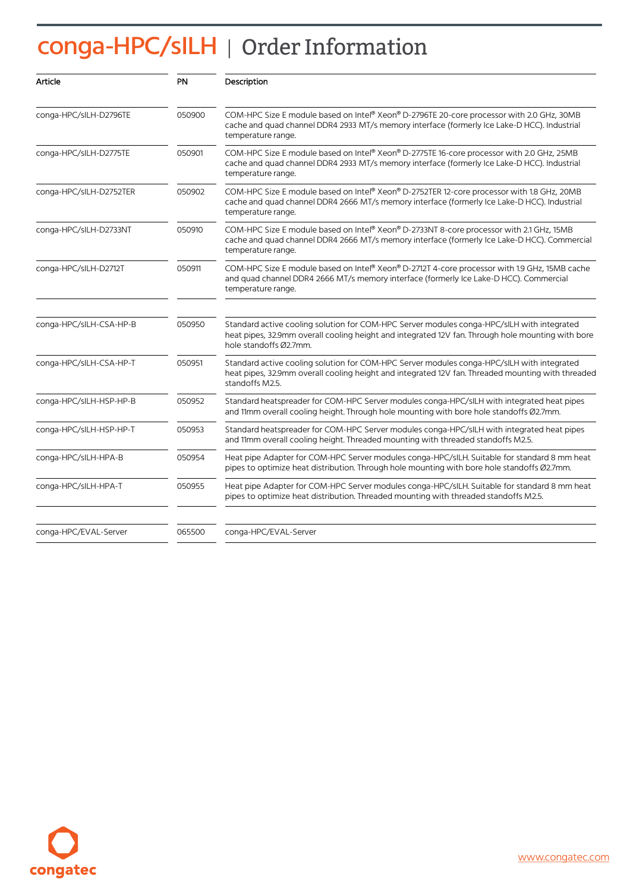# conga-HPC/sILH | Order Information

| Article | PN | Description |
|---|---|---|
| conga-HPC/sILH-D2796TE | 050900 | COM-HPC Size E module based on Intel® Xeon® D-2796TE 20-core processor with 2.0 GHz, 30MB cache and quad channel DDR4 2933 MT/s memory interface (formerly Ice Lake-D HCC). Industrial temperature range. |
| conga-HPC/sILH-D2775TE | 050901 | COM-HPC Size E module based on Intel® Xeon® D-2775TE 16-core processor with 2.0 GHz, 25MB cache and quad channel DDR4 2933 MT/s memory interface (formerly Ice Lake-D HCC). Industrial temperature range. |
| conga-HPC/sILH-D2752TER | 050902 | COM-HPC Size E module based on Intel® Xeon® D-2752TER 12-core processor with 1.8 GHz, 20MB cache and quad channel DDR4 2666 MT/s memory interface (formerly Ice Lake-D HCC). Industrial temperature range. |
| conga-HPC/sILH-D2733NT | 050910 | COM-HPC Size E module based on Intel® Xeon® D-2733NT 8-core processor with 2.1 GHz, 15MB cache and quad channel DDR4 2666 MT/s memory interface (formerly Ice Lake-D HCC). Commercial temperature range. |
| conga-HPC/sILH-D2712T | 050911 | COM-HPC Size E module based on Intel® Xeon® D-2712T 4-core processor with 1.9 GHz, 15MB cache and quad channel DDR4 2666 MT/s memory interface (formerly Ice Lake-D HCC). Commercial temperature range. |
| conga-HPC/sILH-CSA-HP-B | 050950 | Standard active cooling solution for COM-HPC Server modules conga-HPC/sILH with integrated heat pipes, 32.9mm overall cooling height and integrated 12V fan. Through hole mounting with bore hole standoffs Ø2.7mm. |
| conga-HPC/sILH-CSA-HP-T | 050951 | Standard active cooling solution for COM-HPC Server modules conga-HPC/sILH with integrated heat pipes, 32.9mm overall cooling height and integrated 12V fan. Threaded mounting with threaded standoffs M2.5. |
| conga-HPC/sILH-HSP-HP-B | 050952 | Standard heatspreader for COM-HPC Server modules conga-HPC/sILH with integrated heat pipes and 11mm overall cooling height. Through hole mounting with bore hole standoffs Ø2.7mm. |
| conga-HPC/sILH-HSP-HP-T | 050953 | Standard heatspreader for COM-HPC Server modules conga-HPC/sILH with integrated heat pipes and 11mm overall cooling height. Threaded mounting with threaded standoffs M2.5. |
| conga-HPC/sILH-HPA-B | 050954 | Heat pipe Adapter for COM-HPC Server modules conga-HPC/sILH. Suitable for standard 8 mm heat pipes to optimize heat distribution. Through hole mounting with bore hole standoffs Ø2.7mm. |
| conga-HPC/sILH-HPA-T | 050955 | Heat pipe Adapter for COM-HPC Server modules conga-HPC/sILH. Suitable for standard 8 mm heat pipes to optimize heat distribution. Threaded mounting with threaded standoffs M2.5. |
| conga-HPC/EVAL-Server | 065500 | conga-HPC/EVAL-Server |

congatec

www.congatec.com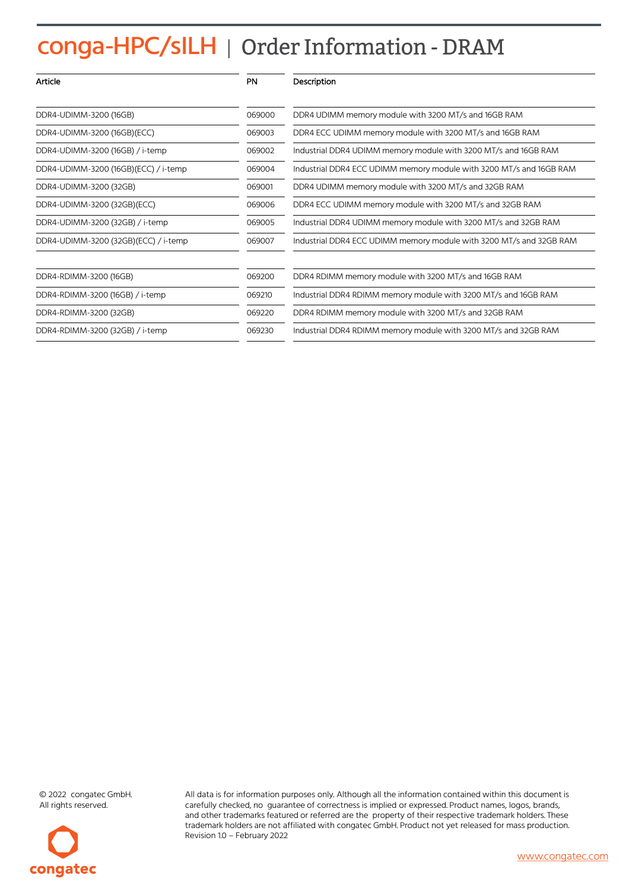# conga-HPC/sILH | Order Information - DRAM

| Article | PN | Description |
|---|---|---|
| DDR4-UDIMM-3200 (16GB) | 069000 | DDR4 UDIMM memory module with 3200 MT/s and 16GB RAM |
| DDR4-UDIMM-3200 (16GB)(ECC) | 069003 | DDR4 ECC UDIMM memory module with 3200 MT/s and 16GB RAM |
| DDR4-UDIMM-3200 (16GB) / i-temp | 069002 | Industrial DDR4 UDIMM memory module with 3200 MT/s and 16GB RAM |
| DDR4-UDIMM-3200 (16GB)(ECC) / i-temp | 069004 | Industrial DDR4 ECC UDIMM memory module with 3200 MT/s and 16GB RAM |
| DDR4-UDIMM-3200 (32GB) | 069001 | DDR4 UDIMM memory module with 3200 MT/s and 32GB RAM |
| DDR4-UDIMM-3200 (32GB)(ECC) | 069006 | DDR4 ECC UDIMM memory module with 3200 MT/s and 32GB RAM |
| DDR4-UDIMM-3200 (32GB) / i-temp | 069005 | Industrial DDR4 UDIMM memory module with 3200 MT/s and 32GB RAM |
| DDR4-UDIMM-3200 (32GB)(ECC) / i-temp | 069007 | Industrial DDR4 ECC UDIMM memory module with 3200 MT/s and 32GB RAM |
| | | |
| DDR4-RDIMM-3200 (16GB) | 069200 | DDR4 RDIMM memory module with 3200 MT/s and 16GB RAM |
| DDR4-RDIMM-3200 (16GB) / i-temp | 069210 | Industrial DDR4 RDIMM memory module with 3200 MT/s and 16GB RAM |
| DDR4-RDIMM-3200 (32GB) | 069220 | DDR4 RDIMM memory module with 3200 MT/s and 32GB RAM |
| DDR4-RDIMM-3200 (32GB) / i-temp | 069230 | Industrial DDR4 RDIMM memory module with 3200 MT/s and 32GB RAM |

© 2022 congatec GmbH.
All rights reserved.

All data is for information purposes only. Although all the information contained within this document is carefully checked, no guarantee of correctness is implied or expressed. Product names, logos, brands, and other trademarks featured or referred are the property of their respective trademark holders. These trademark holders are not affiliated with congatec GmbH. Product not yet released for mass production.
Revision 1.0 – February 2022

congatec

www.congatec.com